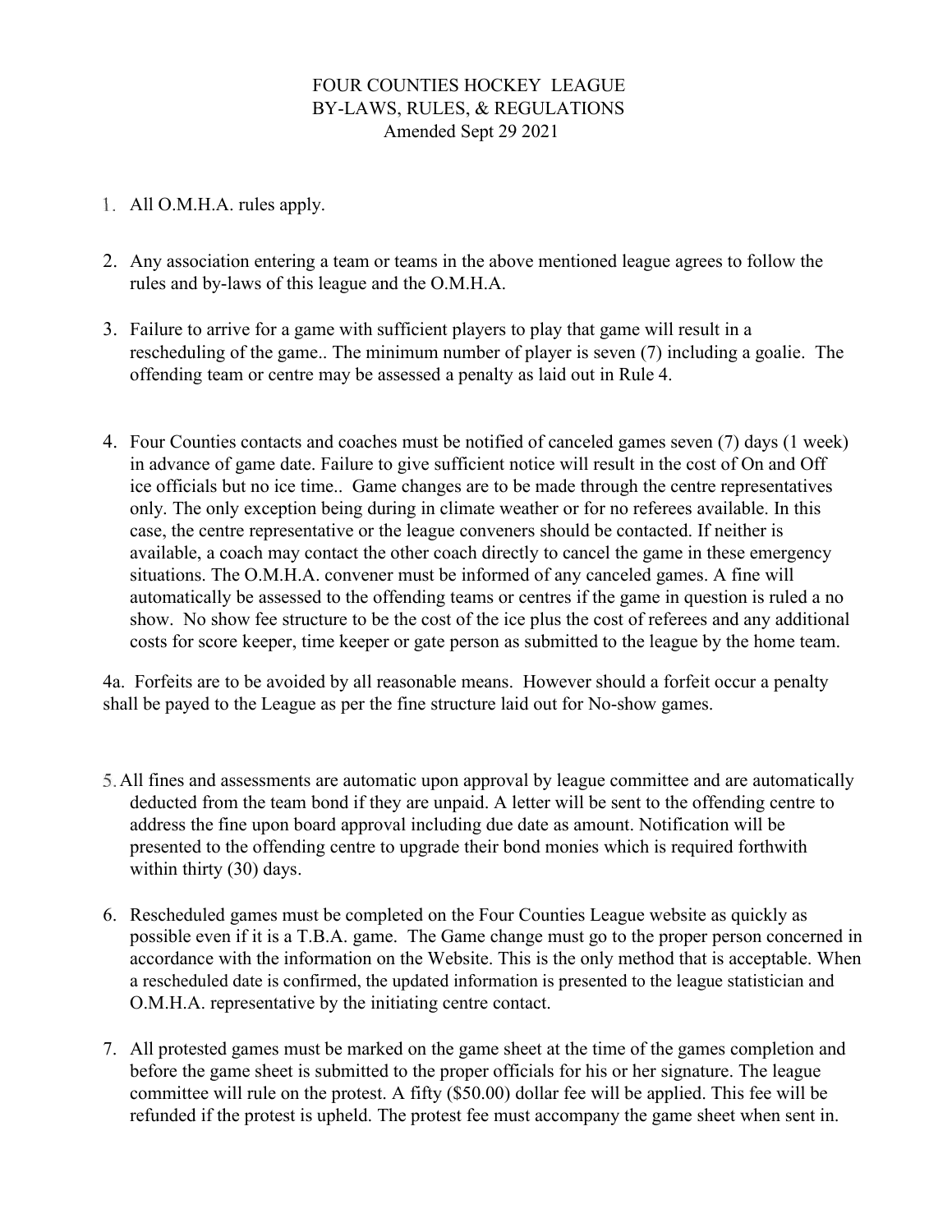# FOUR COUNTIES HOCKEY LEAGUE
## BY-LAWS, RULES, & REGULATIONS
Amended Sept 29 2021

1. All O.M.H.A. rules apply.

2. Any association entering a team or teams in the above mentioned league agrees to follow the rules and by-laws of this league and the O.M.H.A.

3. Failure to arrive for a game with sufficient players to play that game will result in a rescheduling of the game.. The minimum number of player is seven (7) including a goalie. The offending team or centre may be assessed a penalty as laid out in Rule 4.

4. Four Counties contacts and coaches must be notified of canceled games seven (7) days (1 week) in advance of game date. Failure to give sufficient notice will result in the cost of On and Off ice officials but no ice time.. Game changes are to be made through the centre representatives only. The only exception being during in climate weather or for no referees available. In this case, the centre representative or the league conveners should be contacted. If neither is available, a coach may contact the other coach directly to cancel the game in these emergency situations. The O.M.H.A. convener must be informed of any canceled games. A fine will automatically be assessed to the offending teams or centres if the game in question is ruled a no show. No show fee structure to be the cost of the ice plus the cost of referees and any additional costs for score keeper, time keeper or gate person as submitted to the league by the home team.

4a. Forfeits are to be avoided by all reasonable means. However should a forfeit occur a penalty shall be payed to the League as per the fine structure laid out for No-show games.

5. All fines and assessments are automatic upon approval by league committee and are automatically deducted from the team bond if they are unpaid. A letter will be sent to the offending centre to address the fine upon board approval including due date as amount. Notification will be presented to the offending centre to upgrade their bond monies which is required forthwith within thirty (30) days.

6. Rescheduled games must be completed on the Four Counties League website as quickly as possible even if it is a T.B.A. game. The Game change must go to the proper person concerned in accordance with the information on the Website. This is the only method that is acceptable. When a rescheduled date is confirmed, the updated information is presented to the league statistician and O.M.H.A. representative by the initiating centre contact.

7. All protested games must be marked on the game sheet at the time of the games completion and before the game sheet is submitted to the proper officials for his or her signature. The league committee will rule on the protest. A fifty ($50.00) dollar fee will be applied. This fee will be refunded if the protest is upheld. The protest fee must accompany the game sheet when sent in.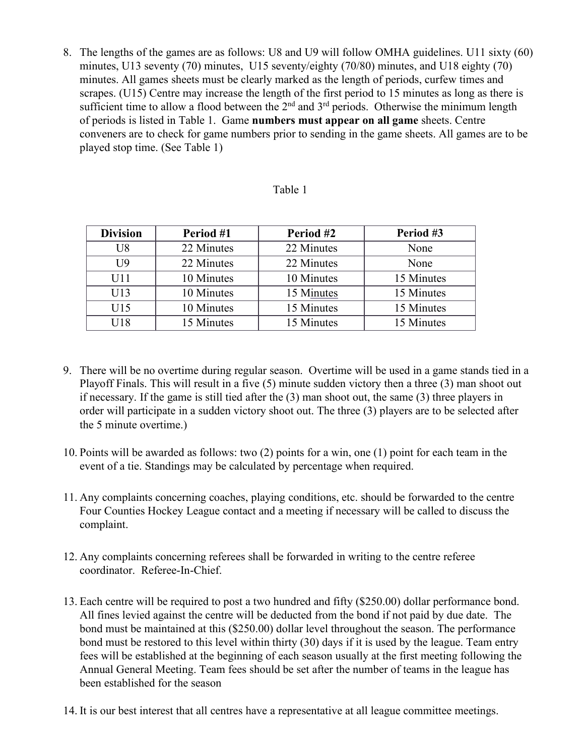8. The lengths of the games are as follows: U8 and U9 will follow OMHA guidelines. U11 sixty (60) minutes, U13 seventy (70) minutes, U15 seventy/eighty (70/80) minutes, and U18 eighty (70) minutes. All games sheets must be clearly marked as the length of periods, curfew times and scrapes. (U15) Centre may increase the length of the first period to 15 minutes as long as there is sufficient time to allow a flood between the 2nd and 3rd periods. Otherwise the minimum length of periods is listed in Table 1. Game **numbers must appear on all game** sheets. Centre conveners are to check for game numbers prior to sending in the game sheets. All games are to be played stop time. (See Table 1)

Table 1

| Division | Period #1 | Period #2 | Period #3 |
|---|---|---|---|
| U8 | 22 Minutes | 22 Minutes | None |
| U9 | 22 Minutes | 22 Minutes | None |
| U11 | 10 Minutes | 10 Minutes | 15 Minutes |
| U13 | 10 Minutes | 15 Minutes | 15 Minutes |
| U15 | 10 Minutes | 15 Minutes | 15 Minutes |
| U18 | 15 Minutes | 15 Minutes | 15 Minutes |

9. There will be no overtime during regular season. Overtime will be used in a game stands tied in a Playoff Finals. This will result in a five (5) minute sudden victory then a three (3) man shoot out if necessary. If the game is still tied after the (3) man shoot out, the same (3) three players in order will participate in a sudden victory shoot out. The three (3) players are to be selected after the 5 minute overtime.)

10. Points will be awarded as follows: two (2) points for a win, one (1) point for each team in the event of a tie. Standings may be calculated by percentage when required.

11. Any complaints concerning coaches, playing conditions, etc. should be forwarded to the centre Four Counties Hockey League contact and a meeting if necessary will be called to discuss the complaint.

12. Any complaints concerning referees shall be forwarded in writing to the centre referee coordinator. Referee-In-Chief.

13. Each centre will be required to post a two hundred and fifty ($250.00) dollar performance bond. All fines levied against the centre will be deducted from the bond if not paid by due date. The bond must be maintained at this ($250.00) dollar level throughout the season. The performance bond must be restored to this level within thirty (30) days if it is used by the league. Team entry fees will be established at the beginning of each season usually at the first meeting following the Annual General Meeting. Team fees should be set after the number of teams in the league has been established for the season

14. It is our best interest that all centres have a representative at all league committee meetings.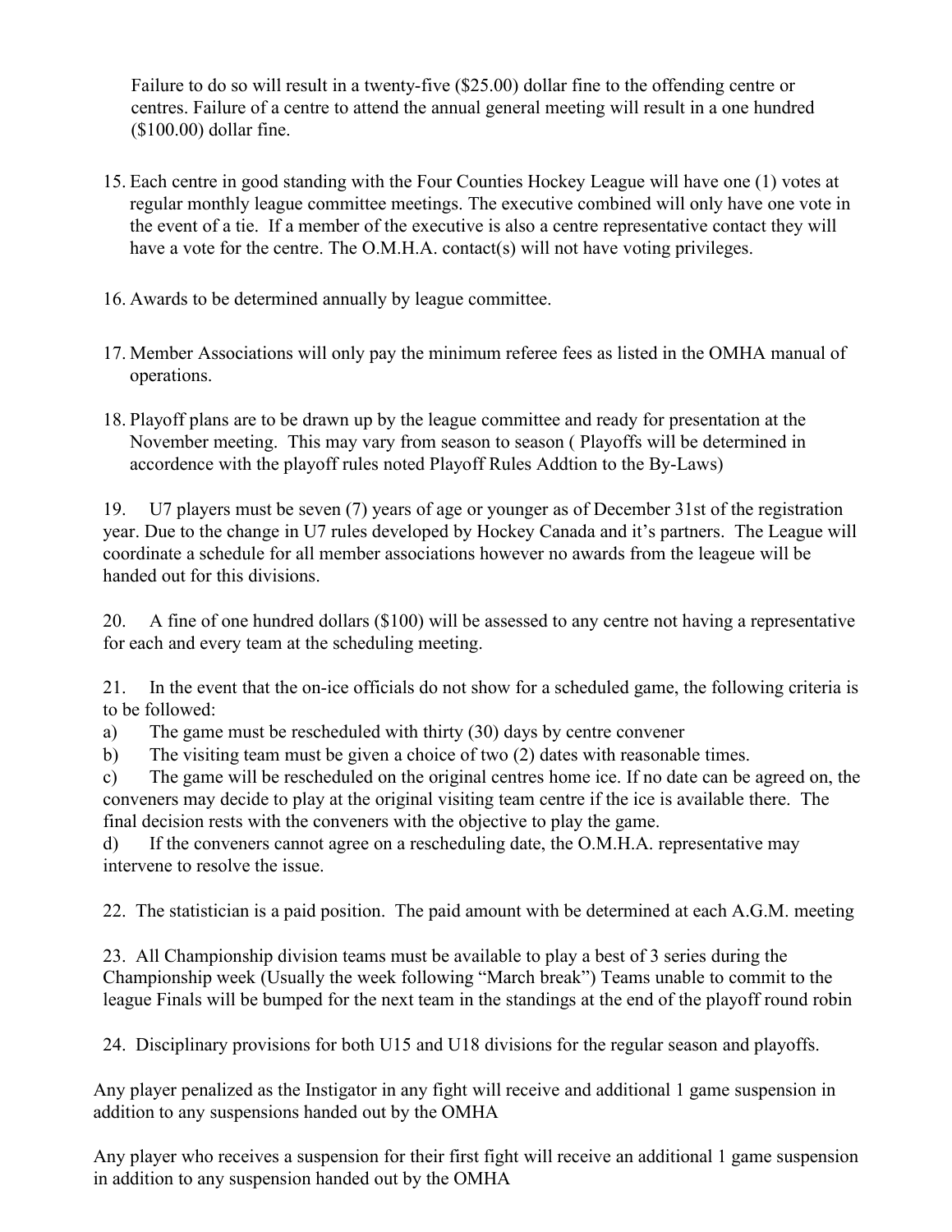Failure to do so will result in a twenty-five ($25.00) dollar fine to the offending centre or centres. Failure of a centre to attend the annual general meeting will result in a one hundred ($100.00) dollar fine.

15. Each centre in good standing with the Four Counties Hockey League will have one (1) votes at regular monthly league committee meetings. The executive combined will only have one vote in the event of a tie. If a member of the executive is also a centre representative contact they will have a vote for the centre. The O.M.H.A. contact(s) will not have voting privileges.

16. Awards to be determined annually by league committee.

17. Member Associations will only pay the minimum referee fees as listed in the OMHA manual of operations.

18. Playoff plans are to be drawn up by the league committee and ready for presentation at the November meeting. This may vary from season to season ( Playoffs will be determined in accordence with the playoff rules noted Playoff Rules Addtion to the By-Laws)

19. U7 players must be seven (7) years of age or younger as of December 31st of the registration year. Due to the change in U7 rules developed by Hockey Canada and it's partners. The League will coordinate a schedule for all member associations however no awards from the leageue will be handed out for this divisions.

20. A fine of one hundred dollars ($100) will be assessed to any centre not having a representative for each and every team at the scheduling meeting.

21. In the event that the on-ice officials do not show for a scheduled game, the following criteria is to be followed:

a) The game must be rescheduled with thirty (30) days by centre convener

b) The visiting team must be given a choice of two (2) dates with reasonable times.

c) The game will be rescheduled on the original centres home ice. If no date can be agreed on, the conveners may decide to play at the original visiting team centre if the ice is available there. The final decision rests with the conveners with the objective to play the game.

d) If the conveners cannot agree on a rescheduling date, the O.M.H.A. representative may intervene to resolve the issue.

22. The statistician is a paid position. The paid amount with be determined at each A.G.M. meeting

23. All Championship division teams must be available to play a best of 3 series during the Championship week (Usually the week following "March break") Teams unable to commit to the league Finals will be bumped for the next team in the standings at the end of the playoff round robin

24. Disciplinary provisions for both U15 and U18 divisions for the regular season and playoffs.

Any player penalized as the Instigator in any fight will receive and additional 1 game suspension in addition to any suspensions handed out by the OMHA

Any player who receives a suspension for their first fight will receive an additional 1 game suspension in addition to any suspension handed out by the OMHA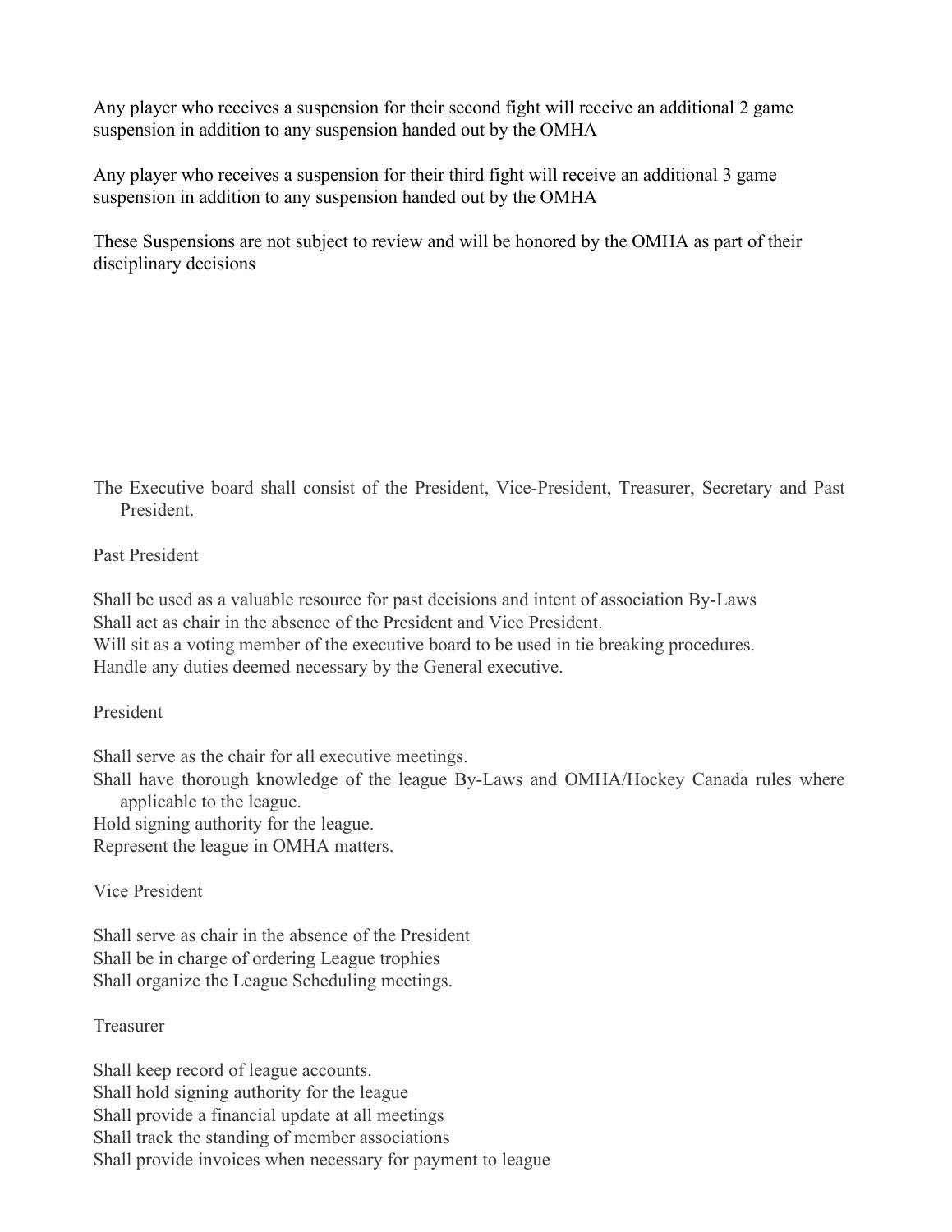Any player who receives a suspension for their second fight will receive an additional 2 game suspension in addition to any suspension handed out by the OMHA

Any player who receives a suspension for their third fight will receive an additional 3 game suspension in addition to any suspension handed out by the OMHA

These Suspensions are not subject to review and will be honored by the OMHA as part of their disciplinary decisions

The Executive board shall consist of the President, Vice-President, Treasurer, Secretary and Past President.

Past President

Shall be used as a valuable resource for past decisions and intent of association By-Laws
Shall act as chair in the absence of the President and Vice President.
Will sit as a voting member of the executive board to be used in tie breaking procedures.
Handle any duties deemed necessary by the General executive.

President

Shall serve as the chair for all executive meetings.
Shall have thorough knowledge of the league By-Laws and OMHA/Hockey Canada rules where applicable to the league.
Hold signing authority for the league.
Represent the league in OMHA matters.

Vice President

Shall serve as chair in the absence of the President
Shall be in charge of ordering League trophies
Shall organize the League Scheduling meetings.

Treasurer

Shall keep record of league accounts.
Shall hold signing authority for the league
Shall provide a financial update at all meetings
Shall track the standing of member associations
Shall provide invoices when necessary for payment to league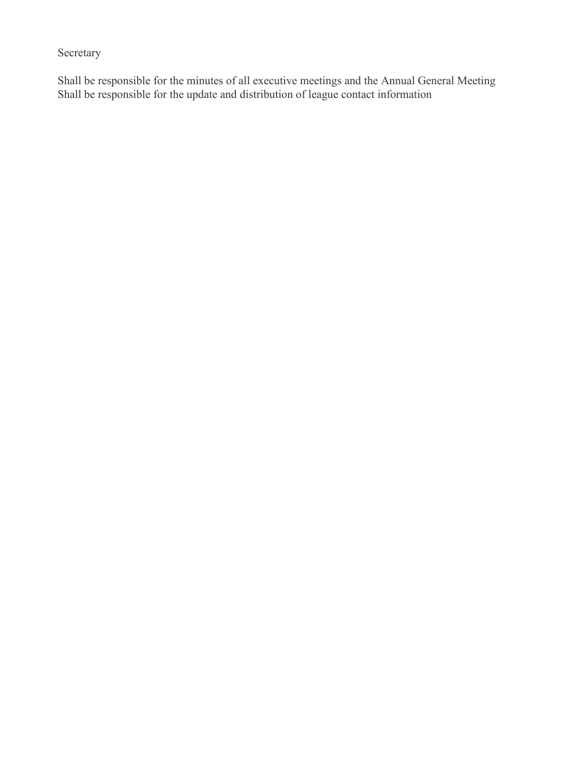Secretary

Shall be responsible for the minutes of all executive meetings and the Annual General Meeting
Shall be responsible for the update and distribution of league contact information